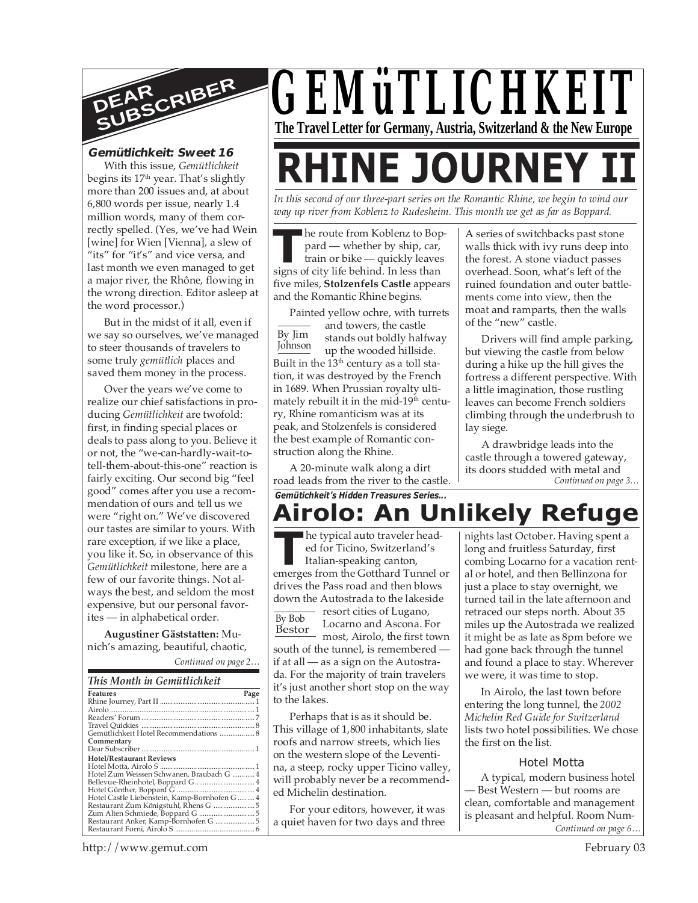# GEMüTLICHKEIT

**The Travel Letter for Germany, Austria, Switzerland & the New Europe**

## DEAR SUBSCRIBER

### *Gemütlichkeit: Sweet 16*

With this issue, *Gemütlichkeit* begins its 17th year. That's slightly more than 200 issues and, at about 6,800 words per issue, nearly 1.4 million words, many of them correctly spelled. (Yes, we've had Wein [wine] for Wien [Vienna], a slew of "its" for "it's" and vice versa, and last month we even managed to get a major river, the Rhône, flowing in the wrong direction. Editor asleep at the word processor.)

But in the midst of it all, even if we say so ourselves, we've managed to steer thousands of travelers to some truly *gemütlich* places and saved them money in the process.

Over the years we've come to realize our chief satisfactions in producing *Gemütlichkeit* are twofold: first, in finding special places or deals to pass along to you. Believe it or not, the "we-can-hardly-wait-to-tell-them-about-this-one" reaction is fairly exciting. Our second big "feel good" comes after you use a recommendation of ours and tell us we were "right on." We've discovered our tastes are similar to yours. With rare exception, if we like a place, you like it. So, in observance of this *Gemütlichkeit* milestone, here are a few of our favorite things. Not always the best, and seldom the most expensive, but our personal favorites — in alphabetical order.

**Augustiner Gäststatten:** Munich's amazing, beautiful, chaotic,

*Continued on page 2…*

### *This Month in Gemütlichkeit*

| Features | Page |
|---|---|
| Rhine Journey, Part II | 1 |
| Airolo | 1 |
| Readers' Forum | 7 |
| Travel Quickies | 8 |
| Gemütlichkeit Hotel Recommendations | 8 |
| **Commentary** | |
| Dear Subscriber | 1 |
| **Hotel/Restaurant Reviews** | |
| Hotel Motta, Airolo S | 1 |
| Hotel Zum Weissen Schwanen, Braubach G | 4 |
| Bellevue-Rheinhotel, Boppard G | 4 |
| Hotel Günther, Boppard G | 4 |
| Hotel Castle Liebenstein, Kamp-Bornhofen G | 4 |
| Restaurant Zum Königstuhl, Rhens G | 5 |
| Zum Alten Schmiede, Boppard G | 5 |
| Restaurant Anker, Kamp-Bornhofen G | 5 |
| Restaurant Forni, Airolo S | 6 |

# RHINE JOURNEY II

*In this second of our three-part series on the Romantic Rhine, we begin to wind our way up river from Koblenz to Rudesheim. This month we get as far as Boppard.*

By Jim Johnson

The route from Koblenz to Boppard — whether by ship, car, train or bike — quickly leaves signs of city life behind. In less than five miles, **Stolzenfels Castle** appears and the Romantic Rhine begins.

Painted yellow ochre, with turrets and towers, the castle stands out boldly halfway up the wooded hillside. Built in the 13th century as a toll station, it was destroyed by the French in 1689. When Prussian royalty ultimately rebuilt it in the mid-19th century, Rhine romanticism was at its peak, and Stolzenfels is considered the best example of Romantic construction along the Rhine.

A 20-minute walk along a dirt road leads from the river to the castle. A series of switchbacks past stone walls thick with ivy runs deep into the forest. A stone viaduct passes overhead. Soon, what's left of the ruined foundation and outer battlements come into view, then the moat and ramparts, then the walls of the "new" castle.

Drivers will find ample parking, but viewing the castle from below during a hike up the hill gives the fortress a different perspective. With a little imagination, those rustling leaves can become French soldiers climbing through the underbrush to lay siege.

A drawbridge leads into the castle through a towered gateway, its doors studded with metal and

*Continued on page 3…*

*Gemütlichkeit's Hidden Treasures Series...*

# Airolo: An Unlikely Refuge

By Bob Bestor

The typical auto traveler headed for Ticino, Switzerland's Italian-speaking canton, emerges from the Gotthard Tunnel or drives the Pass road and then blows down the Autostrada to the lakeside resort cities of Lugano, Locarno and Ascona. For most, Airolo, the first town south of the tunnel, is remembered — if at all — as a sign on the Autostrada. For the majority of train travelers it's just another short stop on the way to the lakes.

Perhaps that is as it should be. This village of 1,800 inhabitants, slate roofs and narrow streets, which lies on the western slope of the Leventina, a steep, rocky upper Ticino valley, will probably never be a recommended Michelin destination.

For your editors, however, it was a quiet haven for two days and three nights last October. Having spent a long and fruitless Saturday, first combing Locarno for a vacation rental or hotel, and then Bellinzona for just a place to stay overnight, we turned tail in the late afternoon and retraced our steps north. About 35 miles up the Autostrada we realized it might be as late as 8pm before we had gone back through the tunnel and found a place to stay. Wherever we were, it was time to stop.

In Airolo, the last town before entering the long tunnel, the *2002 Michelin Red Guide for Switzerland* lists two hotel possibilities. We chose the first on the list.

### Hotel Motta

A typical, modern business hotel — Best Western — but rooms are clean, comfortable and management is pleasant and helpful. Room Num-

*Continued on page 6…*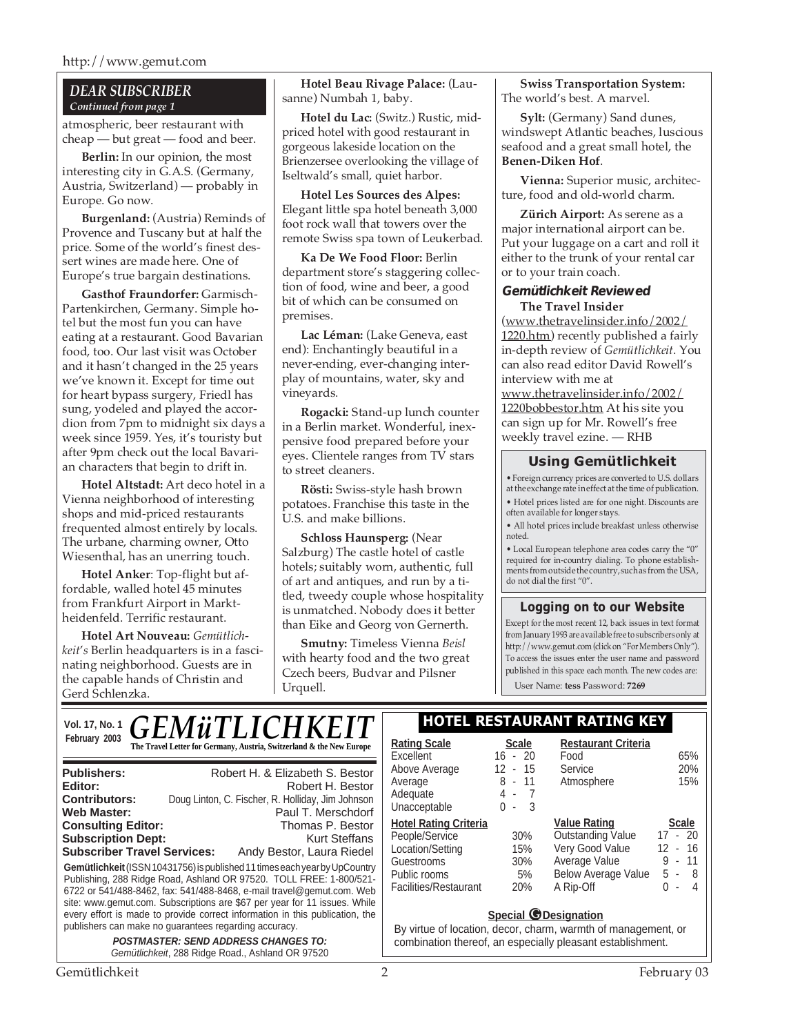### DEAR SUBSCRIBER

*Continued from page 1*

atmospheric, beer restaurant with cheap — but great — food and beer.

**Berlin:** In our opinion, the most interesting city in G.A.S. (Germany, Austria, Switzerland) — probably in Europe. Go now.

**Burgenland:** (Austria) Reminds of Provence and Tuscany but at half the price. Some of the world's finest dessert wines are made here. One of Europe's true bargain destinations.

**Gasthof Fraundorfer:** Garmisch-Partenkirchen, Germany. Simple hotel but the most fun you can have eating at a restaurant. Good Bavarian food, too. Our last visit was October and it hasn't changed in the 25 years we've known it. Except for time out for heart bypass surgery, Friedl has sung, yodeled and played the accordion from 7pm to midnight six days a week since 1959. Yes, it's touristy but after 9pm check out the local Bavarian characters that begin to drift in.

**Hotel Altstadt:** Art deco hotel in a Vienna neighborhood of interesting shops and mid-priced restaurants frequented almost entirely by locals. The urbane, charming owner, Otto Wiesenthal, has an unerring touch.

**Hotel Anker**: Top-flight but affordable, walled hotel 45 minutes from Frankfurt Airport in Marktheidenfeld. Terrific restaurant.

**Hotel Art Nouveau:** *Gemütlichkeit*'s Berlin headquarters is in a fascinating neighborhood. Guests are in the capable hands of Christin and Gerd Schlenzka.

**Hotel Beau Rivage Palace:** (Lausanne) Numbah 1, baby.

**Hotel du Lac:** (Switz.) Rustic, mid-priced hotel with good restaurant in gorgeous lakeside location on the Brienzersee overlooking the village of Iseltwald's small, quiet harbor.

**Hotel Les Sources des Alpes:** Elegant little spa hotel beneath 3,000 foot rock wall that towers over the remote Swiss spa town of Leukerbad.

**Ka De We Food Floor:** Berlin department store's staggering collection of food, wine and beer, a good bit of which can be consumed on premises.

**Lac Léman:** (Lake Geneva, east end): Enchantingly beautiful in a never-ending, ever-changing interplay of mountains, water, sky and vineyards.

**Rogacki:** Stand-up lunch counter in a Berlin market. Wonderful, inexpensive food prepared before your eyes. Clientele ranges from TV stars to street cleaners.

**Rösti:** Swiss-style hash brown potatoes. Franchise this taste in the U.S. and make billions.

**Schloss Haunsperg:** (Near Salzburg) The castle hotel of castle hotels; suitably worn, authentic, full of art and antiques, and run by a titled, tweedy couple whose hospitality is unmatched. Nobody does it better than Eike and Georg von Gernerth.

**Smutny:** Timeless Vienna *Beisl* with hearty food and the two great Czech beers, Budvar and Pilsner Urquell.

**Swiss Transportation System:** The world's best. A marvel.

**Sylt:** (Germany) Sand dunes, windswept Atlantic beaches, luscious seafood and a great small hotel, the **Benen-Diken Hof**.

**Vienna:** Superior music, architecture, food and old-world charm.

**Zürich Airport:** As serene as a major international airport can be. Put your luggage on a cart and roll it either to the trunk of your rental car or to your train coach.

#### *Gemütlichkeit Reviewed*

**The Travel Insider** (www.thetravelinsider.info/2002/1220.htm) recently published a fairly in-depth review of *Gemütlichkeit*. You can also read editor David Rowell's interview with me at www.thetravelinsider.info/2002/1220bobbestor.htm At his site you can sign up for Mr. Rowell's free weekly travel ezine. — RHB

#### Using Gemütlichkeit

- Foreign currency prices are converted to U.S. dollars at the exchange rate in effect at the time of publication.
- Hotel prices listed are for one night. Discounts are often available for longer stays.
- All hotel prices include breakfast unless otherwise noted.
- Local European telephone area codes carry the "0" required for in-country dialing. To phone establishments from outside the country, such as from the USA, do not dial the first "0".

#### Logging on to our Website

Except for the most recent 12, back issues in text format from January 1993 are available free to subscribers only at http://www.gemut.com (click on "For Members Only"). To access the issues enter the user name and password published in this space each month. The new codes are:

User Name: **tess** Password: **7269**

---

Vol. 17, No. 1 — February 2003

# *GEMüTLICHKEIT*

**The Travel Letter for Germany, Austria, Switzerland & the New Europe**

| | |
|---|---|
| **Publishers:** | Robert H. & Elizabeth S. Bestor |
| **Editor:** | Robert H. Bestor |
| **Contributors:** | Doug Linton, C. Fischer, R. Holliday, Jim Johnson |
| **Web Master:** | Paul T. Merschdorf |
| **Consulting Editor:** | Thomas P. Bestor |
| **Subscription Dept:** | Kurt Steffans |
| **Subscriber Travel Services:** | Andy Bestor, Laura Riedel |

**Gemütlichkeit** (ISSN 10431756) is published 11 times each year by UpCountry Publishing, 288 Ridge Road, Ashland OR 97520. TOLL FREE: 1-800/521-6722 or 541/488-8462, fax: 541/488-8468, e-mail travel@gemut.com. Web site: www.gemut.com. Subscriptions are $67 per year for 11 issues. While every effort is made to provide correct information in this publication, the publishers can make no guarantees regarding accuracy.

***POSTMASTER: SEND ADDRESS CHANGES TO:***
*Gemütlichkeit*, 288 Ridge Road., Ashland OR 97520

## HOTEL RESTAURANT RATING KEY

| Rating Scale | Scale |
|---|---|
| Excellent | 16 - 20 |
| Above Average | 12 - 15 |
| Average | 8 - 11 |
| Adequate | 4 - 7 |
| Unacceptable | 0 - 3 |

| Restaurant Criteria | |
|---|---|
| Food | 65% |
| Service | 20% |
| Atmosphere | 15% |

| Hotel Rating Criteria | |
|---|---|
| People/Service | 30% |
| Location/Setting | 15% |
| Guestrooms | 30% |
| Public rooms | 5% |
| Facilities/Restaurant | 20% |

| Value Rating | Scale |
|---|---|
| Outstanding Value | 17 - 20 |
| Very Good Value | 12 - 16 |
| Average Value | 9 - 11 |
| Below Average Value | 5 - 8 |
| A Rip-Off | 0 - 4 |

**Special G Designation**

By virtue of location, decor, charm, warmth of management, or combination thereof, an especially pleasant establishment.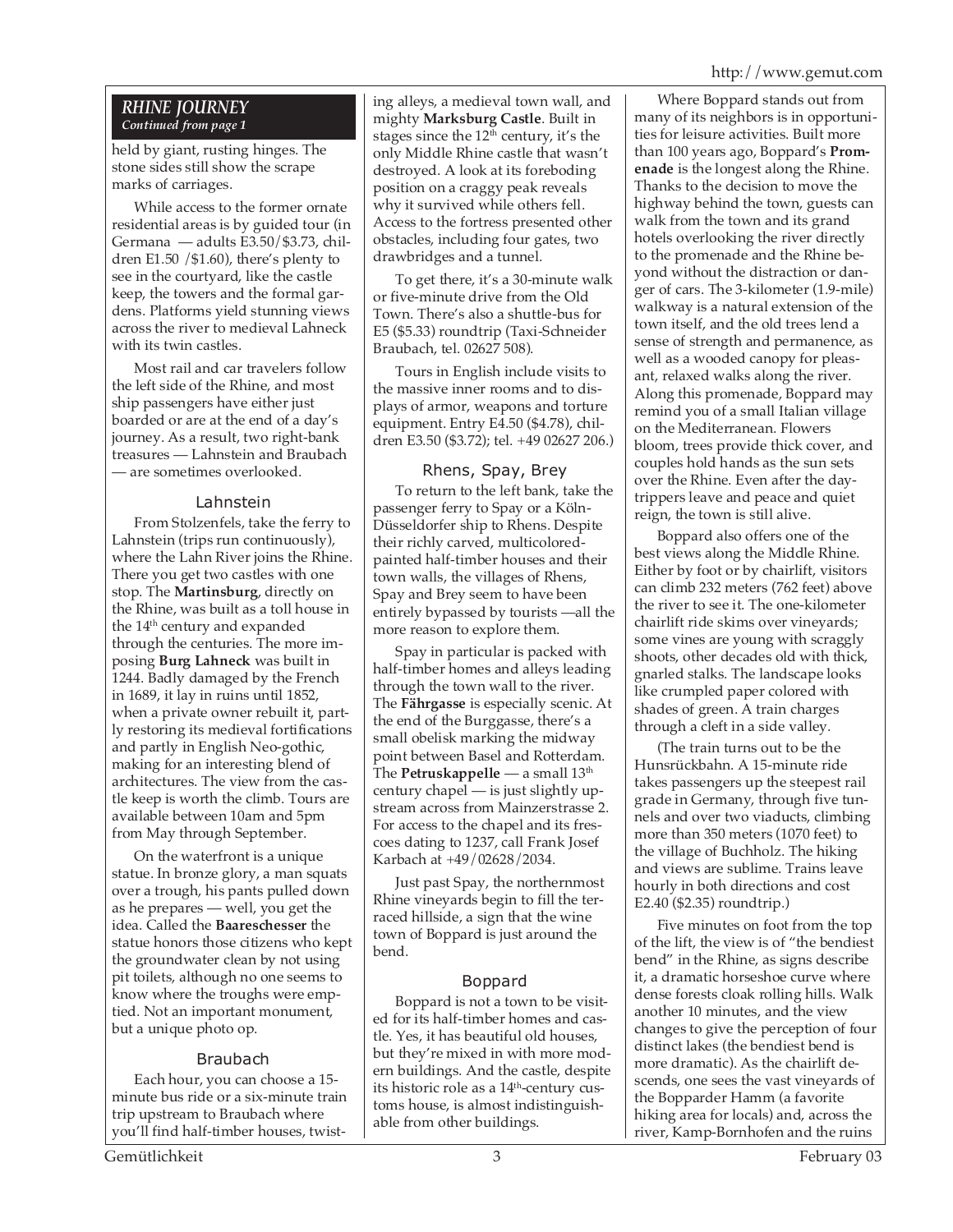### *RHINE JOURNEY*

***Continued from page 1***

held by giant, rusting hinges. The stone sides still show the scrape marks of carriages.

While access to the former ornate residential areas is by guided tour (in Germana — adults E3.50/$3.73, children E1.50 /$1.60), there's plenty to see in the courtyard, like the castle keep, the towers and the formal gardens. Platforms yield stunning views across the river to medieval Lahneck with its twin castles.

Most rail and car travelers follow the left side of the Rhine, and most ship passengers have either just boarded or are at the end of a day's journey. As a result, two right-bank treasures — Lahnstein and Braubach — are sometimes overlooked.

#### Lahnstein

From Stolzenfels, take the ferry to Lahnstein (trips run continuously), where the Lahn River joins the Rhine. There you get two castles with one stop. The **Martinsburg**, directly on the Rhine, was built as a toll house in the 14th century and expanded through the centuries. The more imposing **Burg Lahneck** was built in 1244. Badly damaged by the French in 1689, it lay in ruins until 1852, when a private owner rebuilt it, partly restoring its medieval fortifications and partly in English Neo-gothic, making for an interesting blend of architectures. The view from the castle keep is worth the climb. Tours are available between 10am and 5pm from May through September.

On the waterfront is a unique statue. In bronze glory, a man squats over a trough, his pants pulled down as he prepares — well, you get the idea. Called the **Baareschesser** the statue honors those citizens who kept the groundwater clean by not using pit toilets, although no one seems to know where the troughs were emptied. Not an important monument, but a unique photo op.

#### Braubach

Each hour, you can choose a 15-minute bus ride or a six-minute train trip upstream to Braubach where you'll find half-timber houses, twisting alleys, a medieval town wall, and mighty **Marksburg Castle**. Built in stages since the 12th century, it's the only Middle Rhine castle that wasn't destroyed. A look at its foreboding position on a craggy peak reveals why it survived while others fell. Access to the fortress presented other obstacles, including four gates, two drawbridges and a tunnel.

To get there, it's a 30-minute walk or five-minute drive from the Old Town. There's also a shuttle-bus for E5 ($5.33) roundtrip (Taxi-Schneider Braubach, tel. 02627 508).

Tours in English include visits to the massive inner rooms and to displays of armor, weapons and torture equipment. Entry E4.50 ($4.78), children E3.50 ($3.72); tel. +49 02627 206.)

#### Rhens, Spay, Brey

To return to the left bank, take the passenger ferry to Spay or a Köln-Düsseldorfer ship to Rhens. Despite their richly carved, multicolored-painted half-timber houses and their town walls, the villages of Rhens, Spay and Brey seem to have been entirely bypassed by tourists —all the more reason to explore them.

Spay in particular is packed with half-timber homes and alleys leading through the town wall to the river. The **Fährgasse** is especially scenic. At the end of the Burggasse, there's a small obelisk marking the midway point between Basel and Rotterdam. The **Petruskappelle** — a small 13th century chapel — is just slightly upstream across from Mainzerstrasse 2. For access to the chapel and its frescoes dating to 1237, call Frank Josef Karbach at +49/02628/2034.

Just past Spay, the northernmost Rhine vineyards begin to fill the terraced hillside, a sign that the wine town of Boppard is just around the bend.

#### Boppard

Boppard is not a town to be visited for its half-timber homes and castle. Yes, it has beautiful old houses, but they're mixed in with more modern buildings. And the castle, despite its historic role as a 14th-century customs house, is almost indistinguishable from other buildings.

Where Boppard stands out from many of its neighbors is in opportunities for leisure activities. Built more than 100 years ago, Boppard's **Promenade** is the longest along the Rhine. Thanks to the decision to move the highway behind the town, guests can walk from the town and its grand hotels overlooking the river directly to the promenade and the Rhine beyond without the distraction or danger of cars. The 3-kilometer (1.9-mile) walkway is a natural extension of the town itself, and the old trees lend a sense of strength and permanence, as well as a wooded canopy for pleasant, relaxed walks along the river. Along this promenade, Boppard may remind you of a small Italian village on the Mediterranean. Flowers bloom, trees provide thick cover, and couples hold hands as the sun sets over the Rhine. Even after the day-trippers leave and peace and quiet reign, the town is still alive.

Boppard also offers one of the best views along the Middle Rhine. Either by foot or by chairlift, visitors can climb 232 meters (762 feet) above the river to see it. The one-kilometer chairlift ride skims over vineyards; some vines are young with scraggly shoots, other decades old with thick, gnarled stalks. The landscape looks like crumpled paper colored with shades of green. A train charges through a cleft in a side valley.

(The train turns out to be the Hunsrückbahn. A 15-minute ride takes passengers up the steepest rail grade in Germany, through five tunnels and over two viaducts, climbing more than 350 meters (1070 feet) to the village of Buchholz. The hiking and views are sublime. Trains leave hourly in both directions and cost E2.40 ($2.35) roundtrip.)

Five minutes on foot from the top of the lift, the view is of "the bendiest bend" in the Rhine, as signs describe it, a dramatic horseshoe curve where dense forests cloak rolling hills. Walk another 10 minutes, and the view changes to give the perception of four distinct lakes (the bendiest bend is more dramatic). As the chairlift descends, one sees the vast vineyards of the Bopparder Hamm (a favorite hiking area for locals) and, across the river, Kamp-Bornhofen and the ruins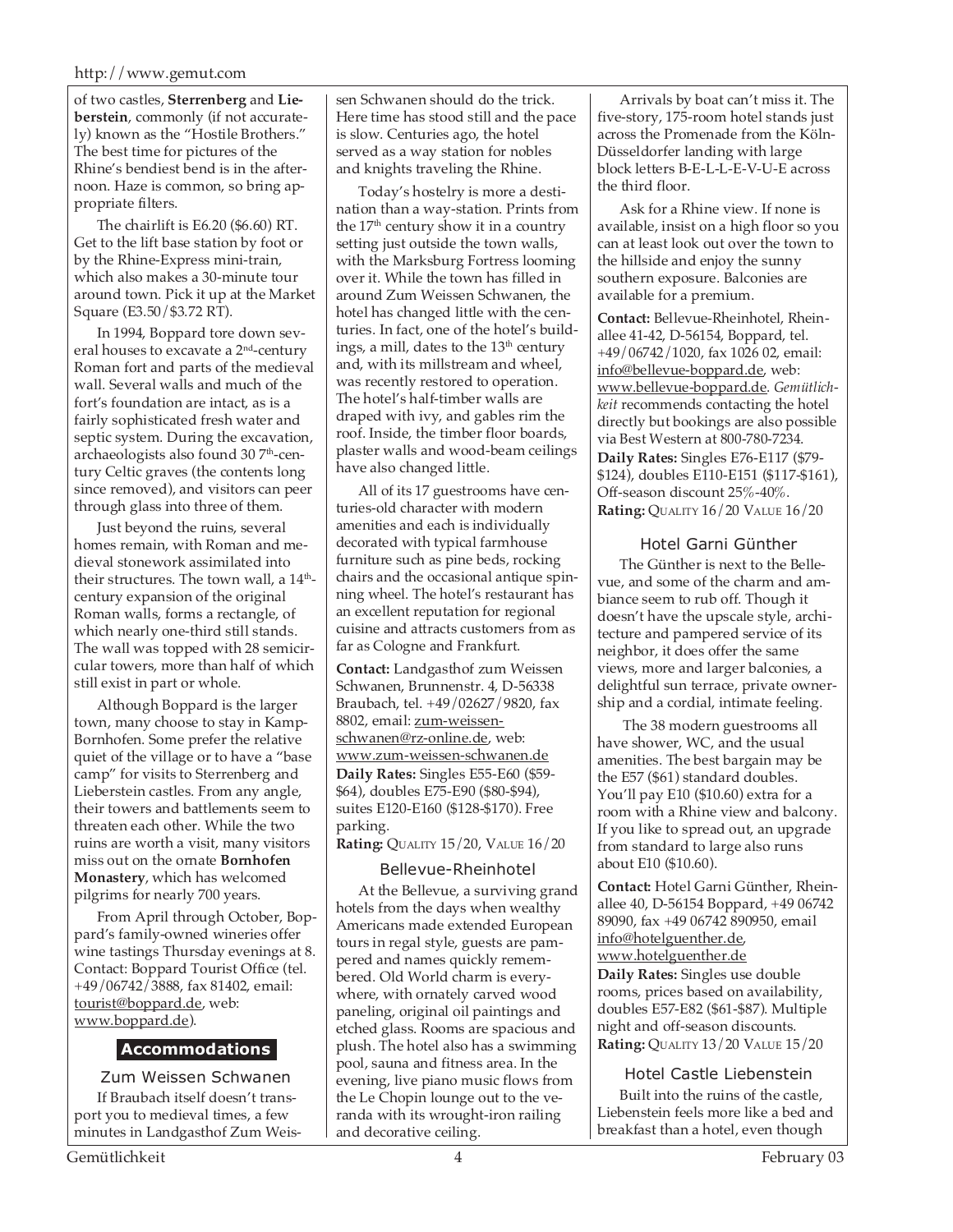of two castles, **Sterrenberg** and **Lieberstein**, commonly (if not accurately) known as the "Hostile Brothers." The best time for pictures of the Rhine's bendiest bend is in the afternoon. Haze is common, so bring appropriate filters.

The chairlift is E6.20 ($6.60) RT. Get to the lift base station by foot or by the Rhine-Express mini-train, which also makes a 30-minute tour around town. Pick it up at the Market Square (E3.50/$3.72 RT).

In 1994, Boppard tore down several houses to excavate a 2nd-century Roman fort and parts of the medieval wall. Several walls and much of the fort's foundation are intact, as is a fairly sophisticated fresh water and septic system. During the excavation, archaeologists also found 30 7th-century Celtic graves (the contents long since removed), and visitors can peer through glass into three of them.

Just beyond the ruins, several homes remain, with Roman and medieval stonework assimilated into their structures. The town wall, a 14th-century expansion of the original Roman walls, forms a rectangle, of which nearly one-third still stands. The wall was topped with 28 semicircular towers, more than half of which still exist in part or whole.

Although Boppard is the larger town, many choose to stay in Kamp-Bornhofen. Some prefer the relative quiet of the village or to have a "base camp" for visits to Sterrenberg and Lieberstein castles. From any angle, their towers and battlements seem to threaten each other. While the two ruins are worth a visit, many visitors miss out on the ornate **Bornhofen Monastery**, which has welcomed pilgrims for nearly 700 years.

From April through October, Boppard's family-owned wineries offer wine tastings Thursday evenings at 8. Contact: Boppard Tourist Office (tel. +49/06742/3888, fax 81402, email: tourist@boppard.de, web: www.boppard.de).

## Accommodations

### Zum Weissen Schwanen

If Braubach itself doesn't transport you to medieval times, a few minutes in Landgasthof Zum Weissen Schwanen should do the trick. Here time has stood still and the pace is slow. Centuries ago, the hotel served as a way station for nobles and knights traveling the Rhine.

Today's hostelry is more a destination than a way-station. Prints from the 17th century show it in a country setting just outside the town walls, with the Marksburg Fortress looming over it. While the town has filled in around Zum Weissen Schwanen, the hotel has changed little with the centuries. In fact, one of the hotel's buildings, a mill, dates to the 13th century and, with its millstream and wheel, was recently restored to operation. The hotel's half-timber walls are draped with ivy, and gables rim the roof. Inside, the timber floor boards, plaster walls and wood-beam ceilings have also changed little.

All of its 17 guestrooms have centuries-old character with modern amenities and each is individually decorated with typical farmhouse furniture such as pine beds, rocking chairs and the occasional antique spinning wheel. The hotel's restaurant has an excellent reputation for regional cuisine and attracts customers from as far as Cologne and Frankfurt.

**Contact:** Landgasthof zum Weissen Schwanen, Brunnenstr. 4, D-56338 Braubach, tel. +49/02627/9820, fax 8802, email: zum-weissen-schwanen@rz-online.de, web: www.zum-weissen-schwanen.de
**Daily Rates:** Singles E55-E60 ($59-$64), doubles E75-E90 ($80-$94), suites E120-E160 ($128-$170). Free parking.
**Rating:** QUALITY 15/20, VALUE 16/20

### Bellevue-Rheinhotel

At the Bellevue, a surviving grand hotels from the days when wealthy Americans made extended European tours in regal style, guests are pampered and names quickly remembered. Old World charm is everywhere, with ornately carved wood paneling, original oil paintings and etched glass. Rooms are spacious and plush. The hotel also has a swimming pool, sauna and fitness area. In the evening, live piano music flows from the Le Chopin lounge out to the veranda with its wrought-iron railing and decorative ceiling.

Arrivals by boat can't miss it. The five-story, 175-room hotel stands just across the Promenade from the Köln-Düsseldorfer landing with large block letters B-E-L-L-E-V-U-E across the third floor.

Ask for a Rhine view. If none is available, insist on a high floor so you can at least look out over the town to the hillside and enjoy the sunny southern exposure. Balconies are available for a premium.

**Contact:** Bellevue-Rheinhotel, Rheinallee 41-42, D-56154, Boppard, tel. +49/06742/1020, fax 1026 02, email: info@bellevue-boppard.de, web: www.bellevue-boppard.de. *Gemütlichkeit* recommends contacting the hotel directly but bookings are also possible via Best Western at 800-780-7234.
**Daily Rates:** Singles E76-E117 ($79-$124), doubles E110-E151 ($117-$161), Off-season discount 25%-40%.
**Rating:** QUALITY 16/20 VALUE 16/20

### Hotel Garni Günther

The Günther is next to the Bellevue, and some of the charm and ambiance seem to rub off. Though it doesn't have the upscale style, architecture and pampered service of its neighbor, it does offer the same views, more and larger balconies, a delightful sun terrace, private ownership and a cordial, intimate feeling.

The 38 modern guestrooms all have shower, WC, and the usual amenities. The best bargain may be the E57 ($61) standard doubles. You'll pay E10 ($10.60) extra for a room with a Rhine view and balcony. If you like to spread out, an upgrade from standard to large also runs about E10 ($10.60).

**Contact:** Hotel Garni Günther, Rheinallee 40, D-56154 Boppard, +49 06742 89090, fax +49 06742 890950, email info@hotelguenther.de, www.hotelguenther.de
**Daily Rates:** Singles use double rooms, prices based on availability, doubles E57-E82 ($61-$87). Multiple night and off-season discounts.
**Rating:** QUALITY 13/20 VALUE 15/20

### Hotel Castle Liebenstein

Built into the ruins of the castle, Liebenstein feels more like a bed and breakfast than a hotel, even though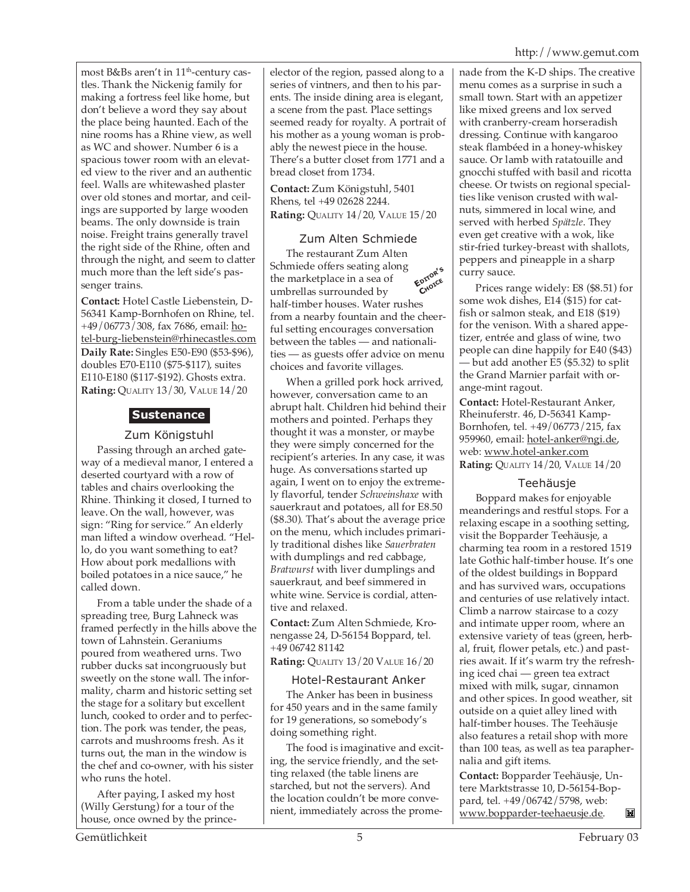most B&Bs aren't in 11th-century castles. Thank the Nickenig family for making a fortress feel like home, but don't believe a word they say about the place being haunted. Each of the nine rooms has a Rhine view, as well as WC and shower. Number 6 is a spacious tower room with an elevated view to the river and an authentic feel. Walls are whitewashed plaster over old stones and mortar, and ceilings are supported by large wooden beams. The only downside is train noise. Freight trains generally travel the right side of the Rhine, often and through the night, and seem to clatter much more than the left side's passenger trains.

**Contact:** Hotel Castle Liebenstein, D-56341 Kamp-Bornhofen on Rhine, tel. +49/06773/308, fax 7686, email: hotel-burg-liebenstein@rhinecastles.com
**Daily Rate:** Singles E50-E90 ($53-$96), doubles E70-E110 ($75-$117), suites E110-E180 ($117-$192). Ghosts extra.
**Rating:** QUALITY 13/30, VALUE 14/20

## Sustenance

### Zum Königstuhl

Passing through an arched gateway of a medieval manor, I entered a deserted courtyard with a row of tables and chairs overlooking the Rhine. Thinking it closed, I turned to leave. On the wall, however, was sign: "Ring for service." An elderly man lifted a window overhead. "Hello, do you want something to eat? How about pork medallions with boiled potatoes in a nice sauce," he called down.

From a table under the shade of a spreading tree, Burg Lahneck was framed perfectly in the hills above the town of Lahnstein. Geraniums poured from weathered urns. Two rubber ducks sat incongruously but sweetly on the stone wall. The informality, charm and historic setting set the stage for a solitary but excellent lunch, cooked to order and to perfection. The pork was tender, the peas, carrots and mushrooms fresh. As it turns out, the man in the window is the chef and co-owner, with his sister who runs the hotel.

After paying, I asked my host (Willy Gerstung) for a tour of the house, once owned by the prince-elector of the region, passed along to a series of vintners, and then to his parents. The inside dining area is elegant, a scene from the past. Place settings seemed ready for royalty. A portrait of his mother as a young woman is probably the newest piece in the house. There's a butter closet from 1771 and a bread closet from 1734.

**Contact:** Zum Königstuhl, 5401 Rhens, tel +49 02628 2244.
**Rating:** QUALITY 14/20, VALUE 15/20

### Zum Alten Schmiede

EDITOR'S CHOICE

The restaurant Zum Alten Schmiede offers seating along the marketplace in a sea of umbrellas surrounded by half-timber houses. Water rushes from a nearby fountain and the cheerful setting encourages conversation between the tables — and nationalities — as guests offer advice on menu choices and favorite villages.

When a grilled pork hock arrived, however, conversation came to an abrupt halt. Children hid behind their mothers and pointed. Perhaps they thought it was a monster, or maybe they were simply concerned for the recipient's arteries. In any case, it was huge. As conversations started up again, I went on to enjoy the extremely flavorful, tender *Schweinshaxe* with sauerkraut and potatoes, all for E8.50 ($8.30). That's about the average price on the menu, which includes primarily traditional dishes like *Sauerbraten* with dumplings and red cabbage, *Bratwurst* with liver dumplings and sauerkraut, and beef simmered in white wine. Service is cordial, attentive and relaxed.

**Contact:** Zum Alten Schmiede, Kronengasse 24, D-56154 Boppard, tel. +49 06742 81142
**Rating:** QUALITY 13/20 VALUE 16/20

### Hotel-Restaurant Anker

The Anker has been in business for 450 years and in the same family for 19 generations, so somebody's doing something right.

The food is imaginative and exciting, the service friendly, and the setting relaxed (the table linens are starched, but not the servers). And the location couldn't be more convenient, immediately across the promenade from the K-D ships. The creative menu comes as a surprise in such a small town. Start with an appetizer like mixed greens and lox served with cranberry-cream horseradish dressing. Continue with kangaroo steak flambéed in a honey-whiskey sauce. Or lamb with ratatouille and gnocchi stuffed with basil and ricotta cheese. Or twists on regional specialties like venison crusted with walnuts, simmered in local wine, and served with herbed *Spätzle*. They even get creative with a wok, like stir-fried turkey-breast with shallots, peppers and pineapple in a sharp curry sauce.

Prices range widely: E8 ($8.51) for some wok dishes, E14 ($15) for catfish or salmon steak, and E18 ($19) for the venison. With a shared appetizer, entrée and glass of wine, two people can dine happily for E40 ($43) — but add another E5 ($5.32) to split the Grand Marnier parfait with orange-mint ragout.

**Contact:** Hotel-Restaurant Anker, Rheinuferstr. 46, D-56341 Kamp-Bornhofen, tel. +49/06773/215, fax 959960, email: hotel-anker@ngi.de, web: www.hotel-anker.com
**Rating:** QUALITY 14/20, VALUE 14/20

### Teehäusje

Boppard makes for enjoyable meanderings and restful stops. For a relaxing escape in a soothing setting, visit the Bopparder Teehäusje, a charming tea room in a restored 1519 late Gothic half-timber house. It's one of the oldest buildings in Boppard and has survived wars, occupations and centuries of use relatively intact. Climb a narrow staircase to a cozy and intimate upper room, where an extensive variety of teas (green, herbal, fruit, flower petals, etc.) and pastries await. If it's warm try the refreshing iced chai — green tea extract mixed with milk, sugar, cinnamon and other spices. In good weather, sit outside on a quiet alley lined with half-timber houses. The Teehäusje also features a retail shop with more than 100 teas, as well as tea paraphernalia and gift items.

**Contact:** Bopparder Teehäusje, Untere Marktstrasse 10, D-56154-Boppard, tel. +49/06742/5798, web: www.bopparder-teehaeusje.de.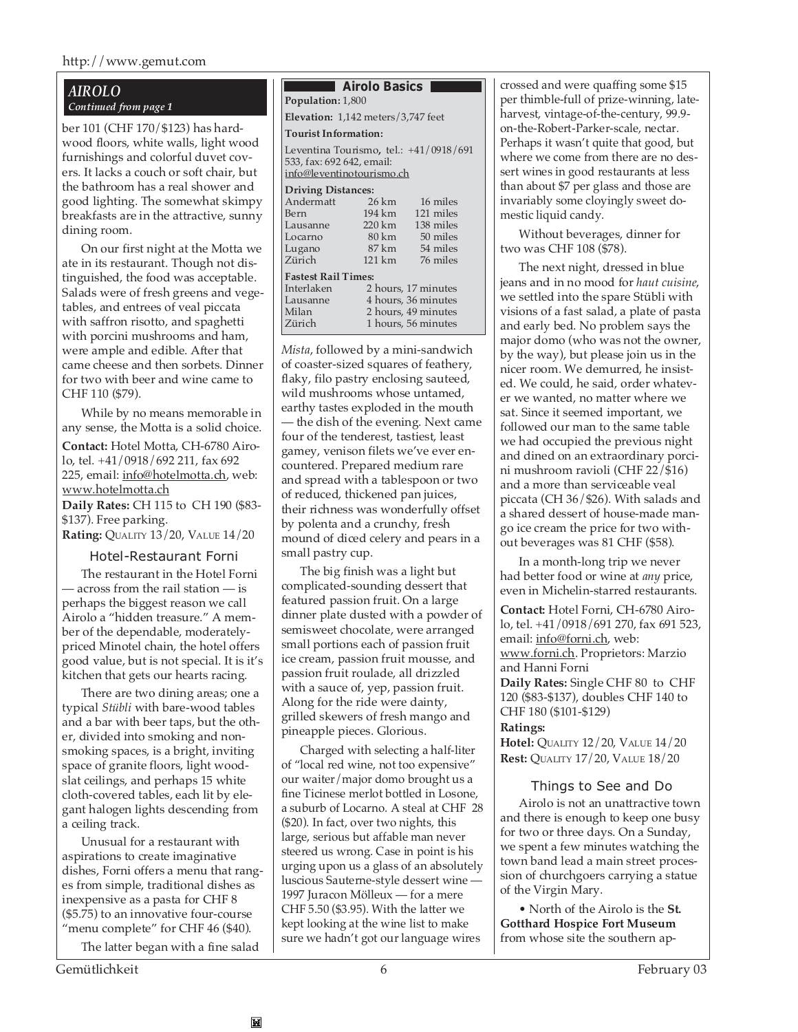## *AIROLO*

*Continued from page 1*

ber 101 (CHF 170/$123) has hardwood floors, white walls, light wood furnishings and colorful duvet covers. It lacks a couch or soft chair, but the bathroom has a real shower and good lighting. The somewhat skimpy breakfasts are in the attractive, sunny dining room.

On our first night at the Motta we ate in its restaurant. Though not distinguished, the food was acceptable. Salads were of fresh greens and vegetables, and entrees of veal piccata with saffron risotto, and spaghetti with porcini mushrooms and ham, were ample and edible. After that came cheese and then sorbets. Dinner for two with beer and wine came to CHF 110 ($79).

While by no means memorable in any sense, the Motta is a solid choice.

**Contact:** Hotel Motta, CH-6780 Airolo, tel. +41/0918/692 211, fax 692 225, email: info@hotelmotta.ch, web: www.hotelmotta.ch

**Daily Rates:** CH 115 to CH 190 ($83-$137). Free parking.

**Rating:** QUALITY 13/20, VALUE 14/20

### Hotel-Restaurant Forni

The restaurant in the Hotel Forni — across from the rail station — is perhaps the biggest reason we call Airolo a "hidden treasure." A member of the dependable, moderately-priced Minotel chain, the hotel offers good value, but is not special. It is it's kitchen that gets our hearts racing.

There are two dining areas; one a typical *Stübli* with bare-wood tables and a bar with beer taps, but the other, divided into smoking and non-smoking spaces, is a bright, inviting space of granite floors, light wood-slat ceilings, and perhaps 15 white cloth-covered tables, each lit by elegant halogen lights descending from a ceiling track.

Unusual for a restaurant with aspirations to create imaginative dishes, Forni offers a menu that ranges from simple, traditional dishes as inexpensive as a pasta for CHF 8 ($5.75) to an innovative four-course "menu complete" for CHF 46 ($40).

The latter began with a fine salad *Mista*, followed by a mini-sandwich of coaster-sized squares of feathery, flaky, filo pastry enclosing sauteed, wild mushrooms whose untamed, earthy tastes exploded in the mouth — the dish of the evening. Next came four of the tenderest, tastiest, least gamey, venison filets we've ever encountered. Prepared medium rare and spread with a tablespoon or two of reduced, thickened pan juices, their richness was wonderfully offset by polenta and a crunchy, fresh mound of diced celery and pears in a small pastry cup.

The big finish was a light but complicated-sounding dessert that featured passion fruit. On a large dinner plate dusted with a powder of semisweet chocolate, were arranged small portions each of passion fruit ice cream, passion fruit mousse, and passion fruit roulade, all drizzled with a sauce of, yep, passion fruit. Along for the ride were dainty, grilled skewers of fresh mango and pineapple pieces. Glorious.

Charged with selecting a half-liter of "local red wine, not too expensive" our waiter/major domo brought us a fine Ticinese merlot bottled in Losone, a suburb of Locarno. A steal at CHF 28 ($20). In fact, over two nights, this large, serious but affable man never steered us wrong. Case in point is his urging upon us a glass of an absolutely luscious Sauterne-style dessert wine — 1997 Juracon Mölleux — for a mere CHF 5.50 ($3.95). With the latter we kept looking at the wine list to make sure we hadn't got our language wires crossed and were quaffing some $15 per thimble-full of prize-winning, late-harvest, vintage-of-the-century, 99.9-on-the-Robert-Parker-scale, nectar. Perhaps it wasn't quite that good, but where we come from there are no dessert wines in good restaurants at less than about $7 per glass and those are invariably some cloyingly sweet domestic liquid candy.

Without beverages, dinner for two was CHF 108 ($78).

The next night, dressed in blue jeans and in no mood for *haut cuisine*, we settled into the spare Stübli with visions of a fast salad, a plate of pasta and early bed. No problem says the major domo (who was not the owner, by the way), but please join us in the nicer room. We demurred, he insisted. We could, he said, order whatever we wanted, no matter where we sat. Since it seemed important, we followed our man to the same table we had occupied the previous night and dined on an extraordinary porcini mushroom ravioli (CHF 22/$16) and a more than serviceable veal piccata (CH 36/$26). With salads and a shared dessert of house-made mango ice cream the price for two without beverages was 81 CHF ($58).

In a month-long trip we never had better food or wine at *any* price, even in Michelin-starred restaurants.

**Contact:** Hotel Forni, CH-6780 Airolo, tel. +41/0918/691 270, fax 691 523, email: info@forni.ch, web: www.forni.ch. Proprietors: Marzio and Hanni Forni

**Daily Rates:** Single CHF 80 to CHF 120 ($83-$137), doubles CHF 140 to CHF 180 ($101-$129)

**Ratings:**

**Hotel:** QUALITY 12/20, VALUE 14/20

**Rest:** QUALITY 17/20, VALUE 18/20

### Airolo Basics

**Population:** 1,800

**Elevation:** 1,142 meters/3,747 feet

**Tourist Information:**

Leventina Tourismo, tel.: +41/0918/691 533, fax: 692 642, email: info@leventinotourismo.ch

**Driving Distances:**

| | | |
|---|---|---|
| Andermatt | 26 km | 16 miles |
| Bern | 194 km | 121 miles |
| Lausanne | 220 km | 138 miles |
| Locarno | 80 km | 50 miles |
| Lugano | 87 km | 54 miles |
| Zürich | 121 km | 76 miles |

**Fastest Rail Times:**

| | |
|---|---|
| Interlaken | 2 hours, 17 minutes |
| Lausanne | 4 hours, 36 minutes |
| Milan | 2 hours, 49 minutes |
| Zürich | 1 hours, 56 minutes |

### Things to See and Do

Airolo is not an unattractive town and there is enough to keep one busy for two or three days. On a Sunday, we spent a few minutes watching the town band lead a main street procession of churchgoers carrying a statue of the Virgin Mary.

• North of the Airolo is the **St. Gotthard Hospice Fort Museum** from whose site the southern ap-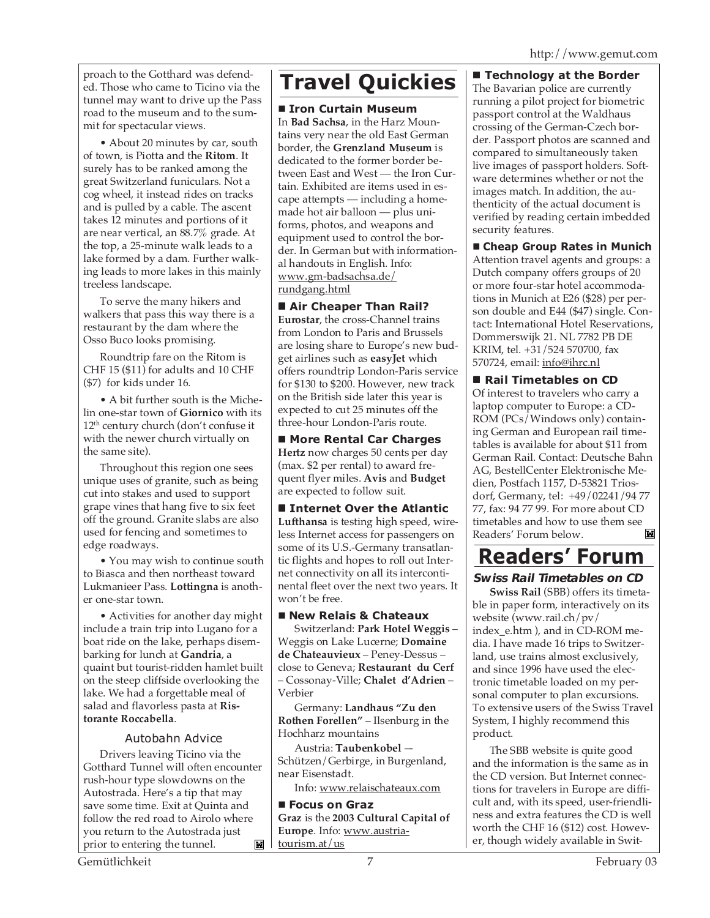proach to the Gotthard was defended. Those who came to Ticino via the tunnel may want to drive up the Pass road to the museum and to the summit for spectacular views.

• About 20 minutes by car, south of town, is Piotta and the **Ritom**. It surely has to be ranked among the great Switzerland funiculars. Not a cog wheel, it instead rides on tracks and is pulled by a cable. The ascent takes 12 minutes and portions of it are near vertical, an 88.7% grade. At the top, a 25-minute walk leads to a lake formed by a dam. Further walking leads to more lakes in this mainly treeless landscape.

To serve the many hikers and walkers that pass this way there is a restaurant by the dam where the Osso Buco looks promising.

Roundtrip fare on the Ritom is CHF 15 ($11) for adults and 10 CHF ($7) for kids under 16.

• A bit further south is the Michelin one-star town of **Giornico** with its 12th century church (don't confuse it with the newer church virtually on the same site).

Throughout this region one sees unique uses of granite, such as being cut into stakes and used to support grape vines that hang five to six feet off the ground. Granite slabs are also used for fencing and sometimes to edge roadways.

• You may wish to continue south to Biasca and then northeast toward Lukmanieer Pass. **Lottingna** is another one-star town.

• Activities for another day might include a train trip into Lugano for a boat ride on the lake, perhaps disembarking for lunch at **Gandria**, a quaint but tourist-ridden hamlet built on the steep cliffside overlooking the lake. We had a forgettable meal of salad and flavorless pasta at **Ristorante Roccabella**.

### Autobahn Advice

Drivers leaving Ticino via the Gotthard Tunnel will often encounter rush-hour type slowdowns on the Autostrada. Here's a tip that may save some time. Exit at Quinta and follow the red road to Airolo where you return to the Autostrada just prior to entering the tunnel.

# Travel Quickies

### ■ Iron Curtain Museum

In **Bad Sachsa**, in the Harz Mountains very near the old East German border, the **Grenzland Museum** is dedicated to the former border between East and West — the Iron Curtain. Exhibited are items used in escape attempts — including a homemade hot air balloon — plus uniforms, photos, and weapons and equipment used to control the border. In German but with informational handouts in English. Info: www.gm-badsachsa.de/rundgang.html

### ■ Air Cheaper Than Rail?

**Eurostar**, the cross-Channel trains from London to Paris and Brussels are losing share to Europe's new budget airlines such as **easyJet** which offers roundtrip London-Paris service for $130 to $200. However, new track on the British side later this year is expected to cut 25 minutes off the three-hour London-Paris route.

### ■ More Rental Car Charges

**Hertz** now charges 50 cents per day (max. $2 per rental) to award frequent flyer miles. **Avis** and **Budget** are expected to follow suit.

### ■ Internet Over the Atlantic

**Lufthansa** is testing high speed, wireless Internet access for passengers on some of its U.S.-Germany transatlantic flights and hopes to roll out Internet connectivity on all its intercontinent fleet over the next two years. It won't be free.

### ■ New Relais & Chateaux

Switzerland: **Park Hotel Weggis** – Weggis on Lake Lucerne; **Domaine de Chateauvieux** – Peney-Dessus – close to Geneva; **Restaurant du Cerf** – Cossonay-Ville; **Chalet d'Adrien** – Verbier

Germany: **Landhaus "Zu den Rothen Forellen"** – Ilsenburg in the Hochharz mountains

Austria: **Taubenkobel** — Schützen/Gerbirge, in Burgenland, near Eisenstadt.

Info: www.relaischateaux.com

### ■ Focus on Graz

**Graz** is the **2003 Cultural Capital of Europe**. Info: www.austria-tourism.at/us

### ■ Technology at the Border

The Bavarian police are currently running a pilot project for biometric passport control at the Waldhaus crossing of the German-Czech border. Passport photos are scanned and compared to simultaneously taken live images of passport holders. Software determines whether or not the images match. In addition, the authenticity of the actual document is verified by reading certain imbedded security features.

### ■ Cheap Group Rates in Munich

Attention travel agents and groups: a Dutch company offers groups of 20 or more four-star hotel accommodations in Munich at E26 ($28) per person double and E44 ($47) single. Contact: International Hotel Reservations, Dommerswijk 21. NL 7782 PB DE KRIM, tel. +31/524 570700, fax 570724, email: info@ihrc.nl

### ■ Rail Timetables on CD

Of interest to travelers who carry a laptop computer to Europe: a CD-ROM (PCs/Windows only) containing German and European rail timetables is available for about $11 from German Rail. Contact: Deutsche Bahn AG, BestellCenter Elektronische Medien, Postfach 1157, D-53821 Triosdorf, Germany, tel: +49/02241/94 77 77, fax: 94 77 99. For more about CD timetables and how to use them see Readers' Forum below.

# Readers' Forum

### *Swiss Rail Timetables on CD*

**Swiss Rail** (SBB) offers its timetable in paper form, interactively on its website (www.rail.ch/pv/index_e.htm ), and in CD-ROM media. I have made 16 trips to Switzerland, use trains almost exclusively, and since 1996 have used the electronic timetable loaded on my personal computer to plan excursions. To extensive users of the Swiss Travel System, I highly recommend this product.

The SBB website is quite good and the information is the same as in the CD version. But Internet connections for travelers in Europe are difficult and, with its speed, user-friendliness and extra features the CD is well worth the CHF 16 ($12) cost. However, though widely available in Swit-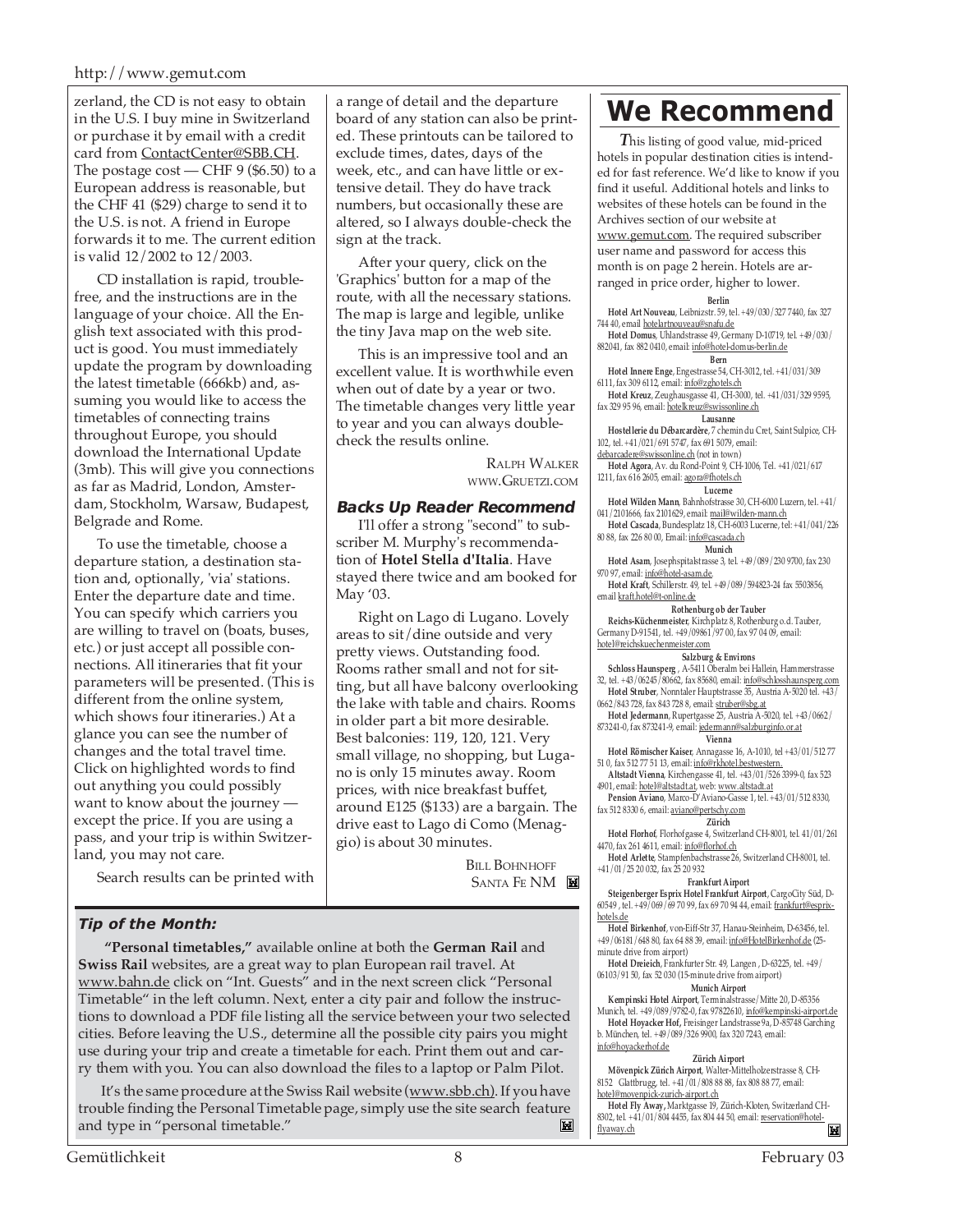zerland, the CD is not easy to obtain in the U.S. I buy mine in Switzerland or purchase it by email with a credit card from ContactCenter@SBB.CH. The postage cost — CHF 9 ($6.50) to a European address is reasonable, but the CHF 41 ($29) charge to send it to the U.S. is not. A friend in Europe forwards it to me. The current edition is valid 12/2002 to 12/2003.

CD installation is rapid, trouble-free, and the instructions are in the language of your choice. All the English text associated with this product is good. You must immediately update the program by downloading the latest timetable (666kb) and, assuming you would like to access the timetables of connecting trains throughout Europe, you should download the International Update (3mb). This will give you connections as far as Madrid, London, Amsterdam, Stockholm, Warsaw, Budapest, Belgrade and Rome.

To use the timetable, choose a departure station, a destination station and, optionally, 'via' stations. Enter the departure date and time. You can specify which carriers you are willing to travel on (boats, buses, etc.) or just accept all possible connections. All itineraries that fit your parameters will be presented. (This is different from the online system, which shows four itineraries.) At a glance you can see the number of changes and the total travel time. Click on highlighted words to find out anything you could possibly want to know about the journey — except the price. If you are using a pass, and your trip is within Switzerland, you may not care.

Search results can be printed with a range of detail and the departure board of any station can also be printed. These printouts can be tailored to exclude times, dates, days of the week, etc., and can have little or extensive detail. They do have track numbers, but occasionally these are altered, so I always double-check the sign at the track.

After your query, click on the 'Graphics' button for a map of the route, with all the necessary stations. The map is large and legible, unlike the tiny Java map on the web site.

This is an impressive tool and an excellent value. It is worthwhile even when out of date by a year or two. The timetable changes very little year to year and you can always double-check the results online.

RALPH WALKER
WWW.GRUETZI.COM

### Backs Up Reader Recommend

I'll offer a strong "second" to subscriber M. Murphy's recommendation of **Hotel Stella d'Italia**. Have stayed there twice and am booked for May '03.

Right on Lago di Lugano. Lovely areas to sit/dine outside and very pretty views. Outstanding food. Rooms rather small and not for sitting, but all have balcony overlooking the lake with table and chairs. Rooms in older part a bit more desirable. Best balconies: 119, 120, 121. Very small village, no shopping, but Lugano is only 15 minutes away. Room prices, with nice breakfast buffet, around E125 ($133) are a bargain. The drive east to Lago di Como (Menaggio) is about 30 minutes.

BILL BOHNHOFF
SANTA FE NM

### Tip of the Month:

**"Personal timetables,"** available online at both the **German Rail** and **Swiss Rail** websites, are a great way to plan European rail travel. At www.bahn.de click on "Int. Guests" and in the next screen click "Personal Timetable" in the left column. Next, enter a city pair and follow the instructions to download a PDF file listing all the service between your two selected cities. Before leaving the U.S., determine all the possible city pairs you might use during your trip and create a timetable for each. Print them out and carry them with you. You can also download the files to a laptop or Palm Pilot.

It's the same procedure at the Swiss Rail website (www.sbb.ch). If you have trouble finding the Personal Timetable page, simply use the site search feature and type in "personal timetable."

# We Recommend

*This listing of good value, mid-priced hotels in popular destination cities is intended for fast reference. We'd like to know if you find it useful. Additional hotels and links to websites of these hotels can be found in the Archives section of our website at www.gemut.com. The required subscriber user name and password for access this month is on page 2 herein. Hotels are arranged in price order, higher to lower.*

**Berlin**

**Hotel Art Nouveau**, Leibnizstr. 59, tel. +49/030/327 7440, fax 327 744 40, email hotelartnouveau@snafu.de

**Hotel Domus**, Uhlandstrasse 49, Germany D-10719, tel. +49/030/882041, fax 882 0410, email: info@hotel-domus-berlin.de

**Bern**

**Hotel Innere Enge**, Engestrasse 54, CH-3012, tel. +41/031/309 6111, fax 309 6112, email: info@zghotels.ch

**Hotel Kreuz**, Zeughausgasse 41, CH-3000, tel. +41/031/329 9595, fax 329 95 96, email: hotelkreuz@swissonline.ch

**Lausanne**

**Hostellerie du Débarcardère**, 7 chemin du Cret, Saint Sulpice, CH-102, tel. +41/021/691 5747, fax 691 5079, email: debarcadere@swissonline.ch (not in town)

**Hotel Agora**, Av. du Rond-Point 9, CH-1006, Tel. +41/021/617 1211, fax 616 2605, email: agora@fhotels.ch

**Lucerne**

**Hotel Wilden Mann**, Bahnhofstrasse 30, CH-6000 Luzern, tel. +41/041/2101666, fax 2101629, email: mail@wilden-mann.ch

**Hotel Cascada**, Bundesplatz 18, CH-6003 Lucerne, tel: +41/041/226 80 88, fax 226 80 00, Email: info@cascada.ch

**Munich**

**Hotel Asam**, Josephspitalstrasse 3, tel. +49/089/230 9700, fax 230 970 97, email: info@hotel-asam.de.

**Hotel Kraft**, Schillerstr. 49, tel. +49/089/594823-24 fax 5503856, email kraft.hotel@t-online.de

**Rothenburg ob der Tauber**

**Reichs-Küchenmeister**, Kirchplatz 8, Rothenburg o.d. Tauber, Germany D-91541, tel. +49/09861/97 00, fax 97 04 09, email: hotel@reichskuechenmeister.com

**Salzburg & Environs**

**Schloss Haunsperg** , A-5411 Oberalm bei Hallein, Hammerstrasse 32, tel. +43/06245/80662, fax 85680, email: info@schlosshaunsperg.com

**Hotel Struber**, Nonntaler Hauptstrasse 35, Austria A-5020 tel. +43/0662/843 728, fax 843 728 8, email: struber@sbg.at

**Hotel Jedermann**, Rupertgasse 25, Austria A-5020, tel. +43/0662/873241-0, fax 873241-9, email: jedermann@salzburginfo.or.at

**Vienna**

**Hotel Römischer Kaiser**, Annagasse 16, A-1010, tel +43/01/512 77 51 0, fax 512 77 51 13, email: info@rkhotel.bestwestern.

**Altstadt Vienna**, Kirchengasse 41, tel. +43/01/526 3399-0, fax 523 4901, email: hotel@altstadt.at, web: www.altstadt.at

**Pension Aviano**, Marco-D'Aviano-Gasse 1, tel. +43/01/512 8330, fax 512 8330 6, email: aviano@pertschy.com

**Zürich**

**Hotel Florhof**, Florhofgasse 4, Switzerland CH-8001, tel. 41/01/261 4470, fax 261 4611, email: info@florhof.ch

**Hotel Arlette**, Stampfenbachstrasse 26, Switzerland CH-8001, tel. +41/01/25 20 032, fax 25 20 932

**Frankfurt Airport**

**Steigenberger Esprix Hotel Frankfurt Airport**, CargoCity Süd, D-60549 , tel. +49/069/69 70 99, fax 69 70 94 44, email: frankfurt@esprix-hotels.de

**Hotel Birkenhof**, von-Eiff-Str 37, Hanau-Steinheim, D-63456, tel. +49/06181/648 80, fax 64 88 39, email: info@HotelBirkenhof.de (25-minute drive from airport)

**Hotel Dreieich**, Frankfurter Str. 49, Langen , D-63225, tel. +49/06103/91 50, fax 52 030 (15-minute drive from airport)

**Munich Airport**

**Kempinski Hotel Airport**, Terminalstrasse/Mitte 20, D-85356 Munich, tel. +49/089/9782-0, fax 97822610, info@kempinski-airport.de

**Hotel Hoyacker Hof**, Freisinger Landstrasse 9a, D-85748 Garching b. München, tel. +49/089/326 9900, fax 320 7243, email: info@hoyackerhof.de

**Zürich Airport**

**Mövenpick Zürich Airport**, Walter-Mittelholzerstrasse 8, CH-8152 Glattbrugg, tel. +41/01/808 88 88, fax 808 88 77, email: hotel@movenpick-zurich-airport.ch

**Hotel Fly Away**, Marktgasse 19, Zürich-Kloten, Switzerland CH-8302, tel. +41/01/804 4455, fax 804 44 50, email: reservation@hotel-flyaway.ch